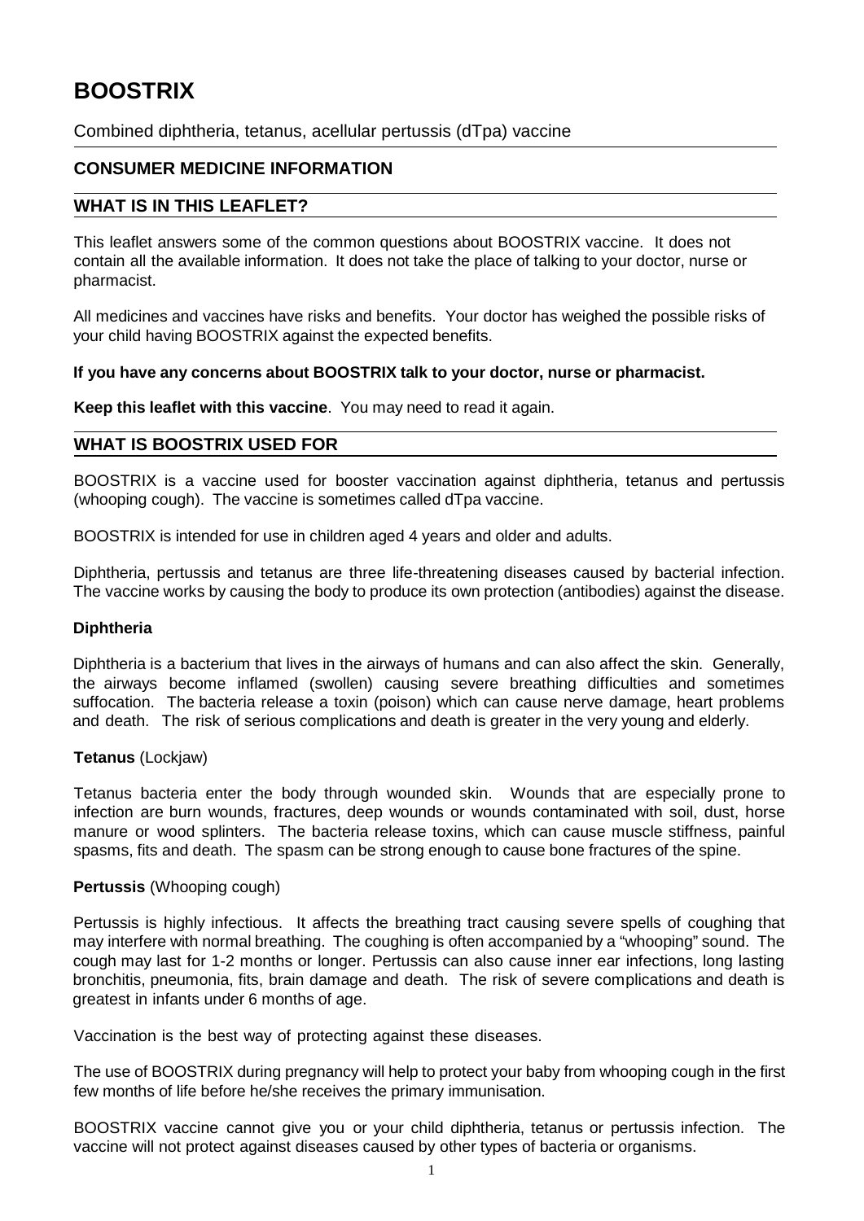# BOOSTRIX

Combined diphtheria, tetanus, acellular pertussis (dTpa) vaccine

## CONSUMER MEDICINE INFORMATION

## WHAT IS IN THIS LEAFLET?

This leaflet answers some of the common questions about BOOSTRIX vaccine. It does not contain all the available information. It does not take the place of talking to your doctor, nurse or pharmacist.

All medicines and vaccines have risks and benefits. Your doctor has weighed the possible risks of your child having BOOSTRIX against the expected benefits.

**If you have any concerns about BOOSTRIX talk to your doctor, nurse or pharmacist.**

**Keep this leaflet with this vaccine**. You may need to read it again.

## WHAT IS BOOSTRIX USED FOR

BOOSTRIX is a vaccine used for booster vaccination against diphtheria, tetanus and pertussis (whooping cough). The vaccine is sometimes called dTpa vaccine.

BOOSTRIX is intended for use in children aged 4 years and older and adults.

Diphtheria, pertussis and tetanus are three life-threatening diseases caused by bacterial infection. The vaccine works by causing the body to produce its own protection (antibodies) against the disease.

### Diphtheria

Diphtheria is a bacterium that lives in the airways of humans and can also affect the skin. Generally, the airways become inflamed (swollen) causing severe breathing difficulties and sometimes suffocation. The bacteria release a toxin (poison) which can cause nerve damage, heart problems and death. The risk of serious complications and death is greater in the very young and elderly.

### Tetanus (Lockjaw)

Tetanus bacteria enter the body through wounded skin. Wounds that are especially prone to infection are burn wounds, fractures, deep wounds or wounds contaminated with soil, dust, horse manure or wood splinters. The bacteria release toxins, which can cause muscle stiffness, painful spasms, fits and death. The spasm can be strong enough to cause bone fractures of the spine.

### Pertussis (Whooping cough)

Pertussis is highly infectious. It affects the breathing tract causing severe spells of coughing that may interfere with normal breathing. The coughing is often accompanied by a "whooping" sound. The cough may last for 1-2 months or longer. Pertussis can also cause inner ear infections, long lasting bronchitis, pneumonia, fits, brain damage and death. The risk of severe complications and death is greatest in infants under 6 months of age.

Vaccination is the best way of protecting against these diseases.

The use of BOOSTRIX during pregnancy will help to protect your baby from whooping cough in the first few months of life before he/she receives the primary immunisation.

BOOSTRIX vaccine cannot give you or your child diphtheria, tetanus or pertussis infection. The vaccine will not protect against diseases caused by other types of bacteria or organisms.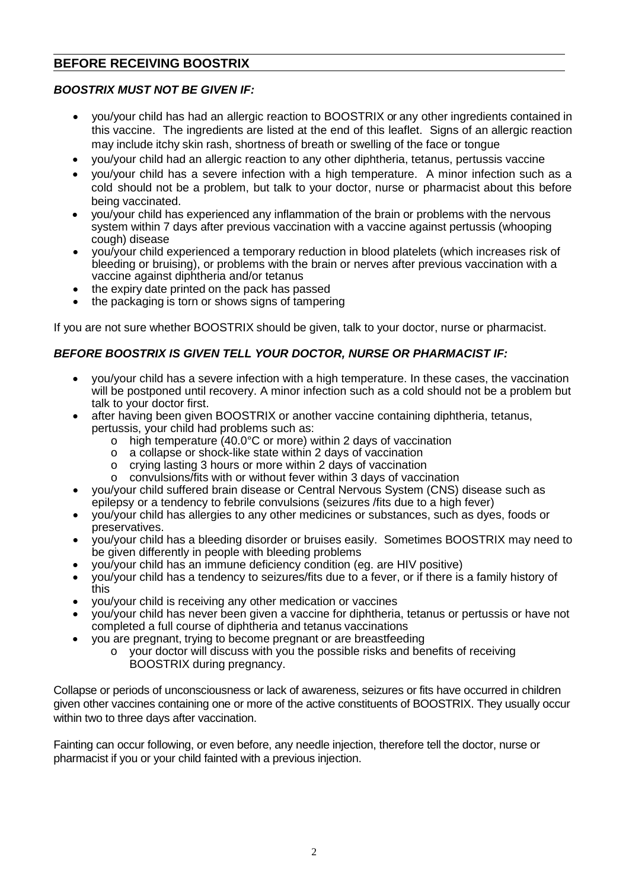## BEFORE RECEIVING BOOSTRIX

***BOOSTRIX MUST NOT BE GIVEN IF:***

- you/your child has had an allergic reaction to BOOSTRIX or any other ingredients contained in this vaccine. The ingredients are listed at the end of this leaflet. Signs of an allergic reaction may include itchy skin rash, shortness of breath or swelling of the face or tongue
- you/your child had an allergic reaction to any other diphtheria, tetanus, pertussis vaccine
- you/your child has a severe infection with a high temperature. A minor infection such as a cold should not be a problem, but talk to your doctor, nurse or pharmacist about this before being vaccinated.
- you/your child has experienced any inflammation of the brain or problems with the nervous system within 7 days after previous vaccination with a vaccine against pertussis (whooping cough) disease
- you/your child experienced a temporary reduction in blood platelets (which increases risk of bleeding or bruising), or problems with the brain or nerves after previous vaccination with a vaccine against diphtheria and/or tetanus
- the expiry date printed on the pack has passed
- the packaging is torn or shows signs of tampering

If you are not sure whether BOOSTRIX should be given, talk to your doctor, nurse or pharmacist.

***BEFORE BOOSTRIX IS GIVEN TELL YOUR DOCTOR, NURSE OR PHARMACIST IF:***

- you/your child has a severe infection with a high temperature. In these cases, the vaccination will be postponed until recovery. A minor infection such as a cold should not be a problem but talk to your doctor first.
- after having been given BOOSTRIX or another vaccine containing diphtheria, tetanus, pertussis, your child had problems such as:
  - high temperature (40.0°C or more) within 2 days of vaccination
  - a collapse or shock-like state within 2 days of vaccination
  - crying lasting 3 hours or more within 2 days of vaccination
  - convulsions/fits with or without fever within 3 days of vaccination
- you/your child suffered brain disease or Central Nervous System (CNS) disease such as epilepsy or a tendency to febrile convulsions (seizures /fits due to a high fever)
- you/your child has allergies to any other medicines or substances, such as dyes, foods or preservatives.
- you/your child has a bleeding disorder or bruises easily. Sometimes BOOSTRIX may need to be given differently in people with bleeding problems
- you/your child has an immune deficiency condition (eg. are HIV positive)
- you/your child has a tendency to seizures/fits due to a fever, or if there is a family history of this
- you/your child is receiving any other medication or vaccines
- you/your child has never been given a vaccine for diphtheria, tetanus or pertussis or have not completed a full course of diphtheria and tetanus vaccinations
- you are pregnant, trying to become pregnant or are breastfeeding
  - your doctor will discuss with you the possible risks and benefits of receiving BOOSTRIX during pregnancy.

Collapse or periods of unconsciousness or lack of awareness, seizures or fits have occurred in children given other vaccines containing one or more of the active constituents of BOOSTRIX. They usually occur within two to three days after vaccination.

Fainting can occur following, or even before, any needle injection, therefore tell the doctor, nurse or pharmacist if you or your child fainted with a previous injection.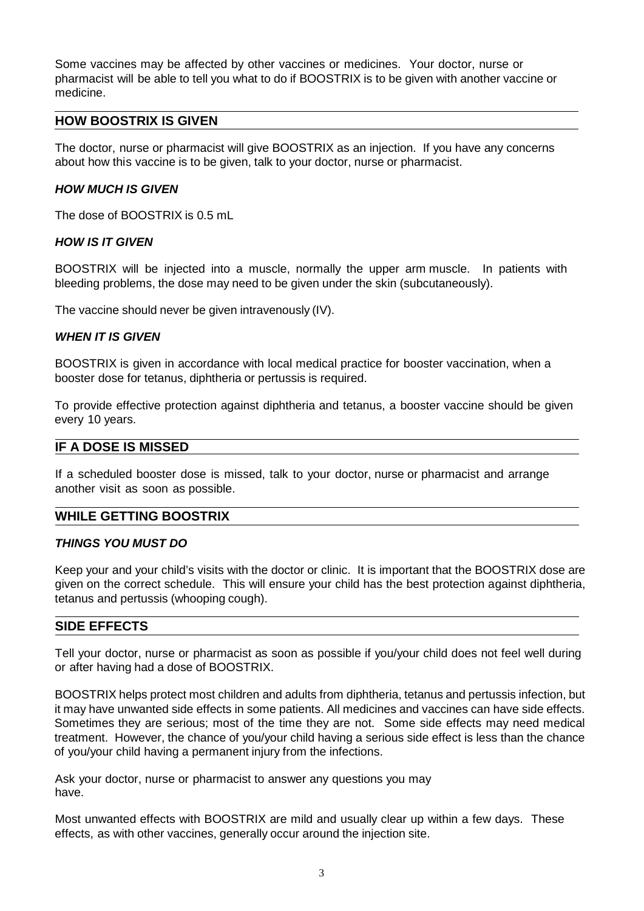Some vaccines may be affected by other vaccines or medicines. Your doctor, nurse or pharmacist will be able to tell you what to do if BOOSTRIX is to be given with another vaccine or medicine.

## HOW BOOSTRIX IS GIVEN

The doctor, nurse or pharmacist will give BOOSTRIX as an injection. If you have any concerns about how this vaccine is to be given, talk to your doctor, nurse or pharmacist.

### *HOW MUCH IS GIVEN*

The dose of BOOSTRIX is 0.5 mL

### *HOW IS IT GIVEN*

BOOSTRIX will be injected into a muscle, normally the upper arm muscle. In patients with bleeding problems, the dose may need to be given under the skin (subcutaneously).

The vaccine should never be given intravenously (IV).

### *WHEN IT IS GIVEN*

BOOSTRIX is given in accordance with local medical practice for booster vaccination, when a booster dose for tetanus, diphtheria or pertussis is required.

To provide effective protection against diphtheria and tetanus, a booster vaccine should be given every 10 years.

## IF A DOSE IS MISSED

If a scheduled booster dose is missed, talk to your doctor, nurse or pharmacist and arrange another visit as soon as possible.

## WHILE GETTING BOOSTRIX

### *THINGS YOU MUST DO*

Keep your and your child's visits with the doctor or clinic. It is important that the BOOSTRIX dose are given on the correct schedule. This will ensure your child has the best protection against diphtheria, tetanus and pertussis (whooping cough).

## SIDE EFFECTS

Tell your doctor, nurse or pharmacist as soon as possible if you/your child does not feel well during or after having had a dose of BOOSTRIX.

BOOSTRIX helps protect most children and adults from diphtheria, tetanus and pertussis infection, but it may have unwanted side effects in some patients. All medicines and vaccines can have side effects. Sometimes they are serious; most of the time they are not. Some side effects may need medical treatment. However, the chance of you/your child having a serious side effect is less than the chance of you/your child having a permanent injury from the infections.

Ask your doctor, nurse or pharmacist to answer any questions you may have.

Most unwanted effects with BOOSTRIX are mild and usually clear up within a few days. These effects, as with other vaccines, generally occur around the injection site.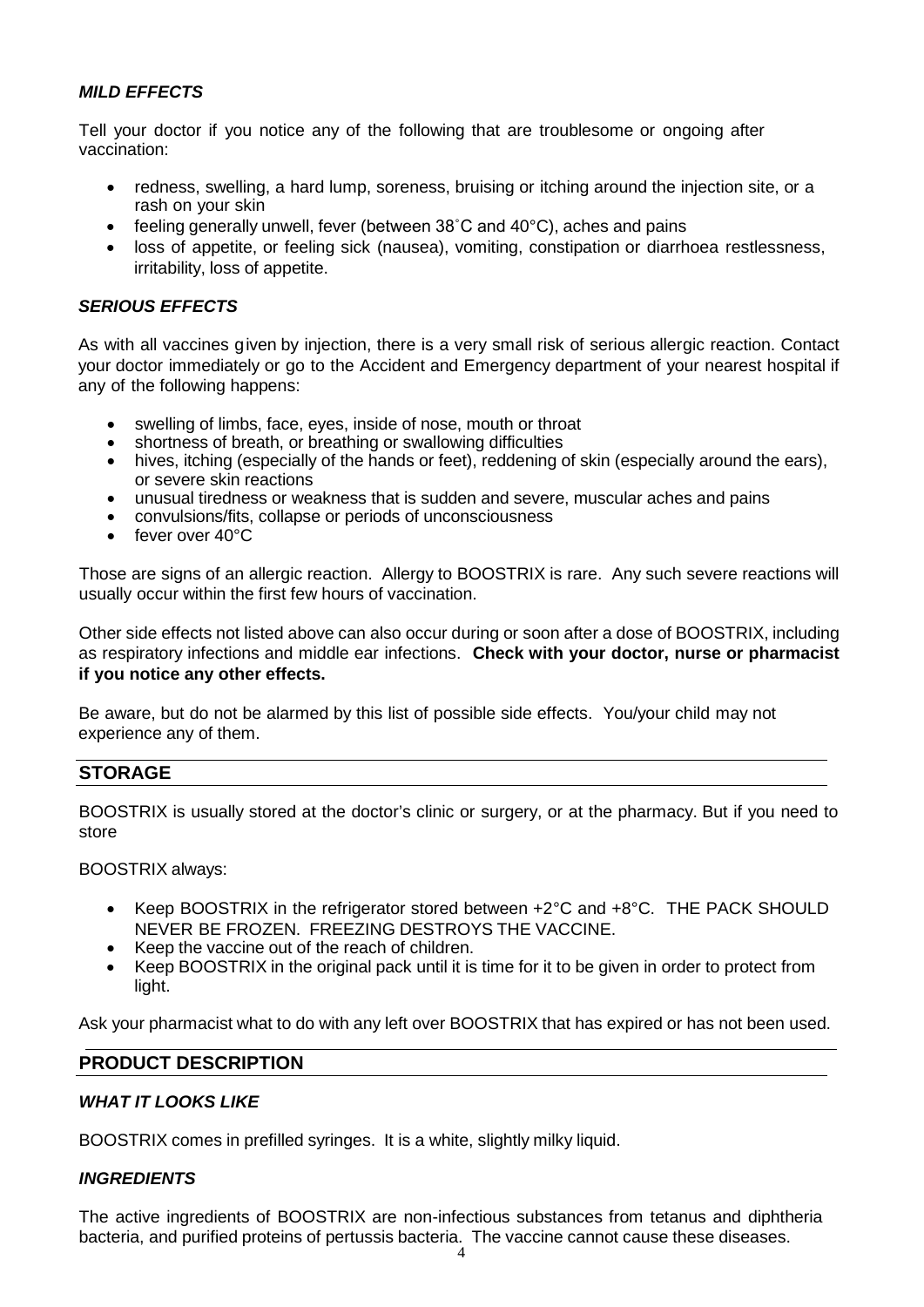### *MILD EFFECTS*

Tell your doctor if you notice any of the following that are troublesome or ongoing after vaccination:

- redness, swelling, a hard lump, soreness, bruising or itching around the injection site, or a rash on your skin
- feeling generally unwell, fever (between 38˚C and 40°C), aches and pains
- loss of appetite, or feeling sick (nausea), vomiting, constipation or diarrhoea restlessness, irritability, loss of appetite.

### *SERIOUS EFFECTS*

As with all vaccines given by injection, there is a very small risk of serious allergic reaction. Contact your doctor immediately or go to the Accident and Emergency department of your nearest hospital if any of the following happens:

- swelling of limbs, face, eyes, inside of nose, mouth or throat
- shortness of breath, or breathing or swallowing difficulties
- hives, itching (especially of the hands or feet), reddening of skin (especially around the ears), or severe skin reactions
- unusual tiredness or weakness that is sudden and severe, muscular aches and pains
- convulsions/fits, collapse or periods of unconsciousness
- fever over 40°C

Those are signs of an allergic reaction. Allergy to BOOSTRIX is rare. Any such severe reactions will usually occur within the first few hours of vaccination.

Other side effects not listed above can also occur during or soon after a dose of BOOSTRIX, including as respiratory infections and middle ear infections. **Check with your doctor, nurse or pharmacist if you notice any other effects.**

Be aware, but do not be alarmed by this list of possible side effects. You/your child may not experience any of them.

## STORAGE

BOOSTRIX is usually stored at the doctor's clinic or surgery, or at the pharmacy. But if you need to store

BOOSTRIX always:

- Keep BOOSTRIX in the refrigerator stored between +2°C and +8°C. THE PACK SHOULD NEVER BE FROZEN. FREEZING DESTROYS THE VACCINE.
- Keep the vaccine out of the reach of children.
- Keep BOOSTRIX in the original pack until it is time for it to be given in order to protect from light.

Ask your pharmacist what to do with any left over BOOSTRIX that has expired or has not been used.

## PRODUCT DESCRIPTION

### *WHAT IT LOOKS LIKE*

BOOSTRIX comes in prefilled syringes. It is a white, slightly milky liquid.

### *INGREDIENTS*

The active ingredients of BOOSTRIX are non-infectious substances from tetanus and diphtheria bacteria, and purified proteins of pertussis bacteria. The vaccine cannot cause these diseases.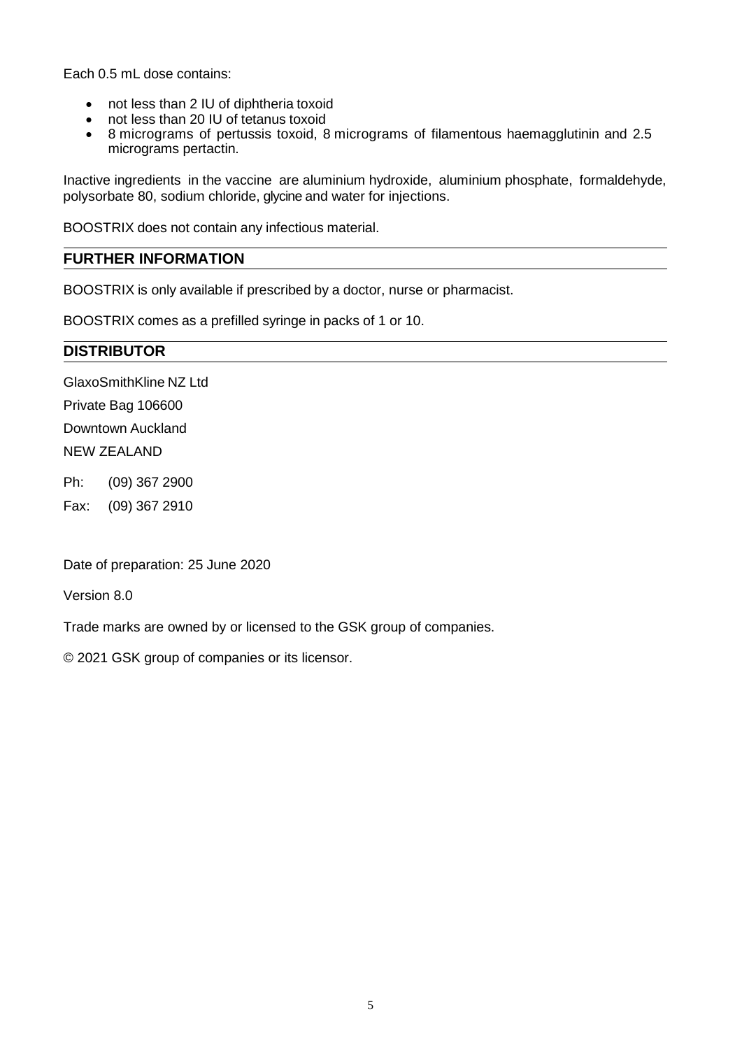Each 0.5 mL dose contains:

- not less than 2 IU of diphtheria toxoid
- not less than 20 IU of tetanus toxoid
- 8 micrograms of pertussis toxoid, 8 micrograms of filamentous haemagglutinin and 2.5 micrograms pertactin.

Inactive ingredients in the vaccine are aluminium hydroxide, aluminium phosphate, formaldehyde, polysorbate 80, sodium chloride, glycine and water for injections.

BOOSTRIX does not contain any infectious material.

## FURTHER INFORMATION

BOOSTRIX is only available if prescribed by a doctor, nurse or pharmacist.

BOOSTRIX comes as a prefilled syringe in packs of 1 or 10.

## DISTRIBUTOR

GlaxoSmithKline NZ Ltd

Private Bag 106600

Downtown Auckland

NEW ZEALAND

Ph: (09) 367 2900

Fax: (09) 367 2910

Date of preparation: 25 June 2020

Version 8.0

Trade marks are owned by or licensed to the GSK group of companies.

© 2021 GSK group of companies or its licensor.